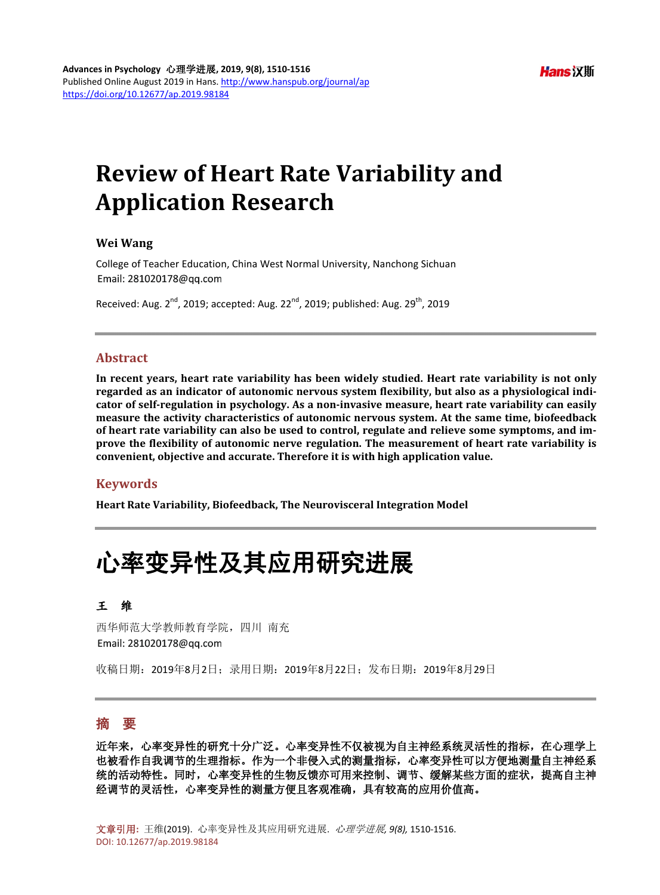# Review of Heart Rate Variability and Application Research

**Wei Wang**

College of Teacher Education, China West Normal University, Nanchong Sichuan
Email: 281020178@qq.com

Received: Aug. 2nd, 2019; accepted: Aug. 22nd, 2019; published: Aug. 29th, 2019

## Abstract

**In recent years, heart rate variability has been widely studied. Heart rate variability is not only regarded as an indicator of autonomic nervous system flexibility, but also as a physiological indicator of self-regulation in psychology. As a non-invasive measure, heart rate variability can easily measure the activity characteristics of autonomic nervous system. At the same time, biofeedback of heart rate variability can also be used to control, regulate and relieve some symptoms, and improve the flexibility of autonomic nerve regulation. The measurement of heart rate variability is convenient, objective and accurate. Therefore it is with high application value.**

## Keywords

**Heart Rate Variability, Biofeedback, The Neurovisceral Integration Model**

# 心率变异性及其应用研究进展

**王　维**

西华师范大学教师教育学院，四川 南充
Email: 281020178@qq.com

收稿日期：2019年8月2日；录用日期：2019年8月22日；发布日期：2019年8月29日

## 摘　要

**近年来，心率变异性的研究十分广泛。心率变异性不仅被视为自主神经系统灵活性的指标，在心理学上也被看作自我调节的生理指标。作为一个非侵入式的测量指标，心率变异性可以方便地测量自主神经系统的活动特性。同时，心率变异性的生物反馈亦可用来控制、调节、缓解某些方面的症状，提高自主神经调节的灵活性，心率变异性的测量方便且客观准确，具有较高的应用价值高。**

文章引用: 王维(2019). 心率变异性及其应用研究进展. *心理学进展, 9(8),* 1510-1516.
DOI: 10.12677/ap.2019.98184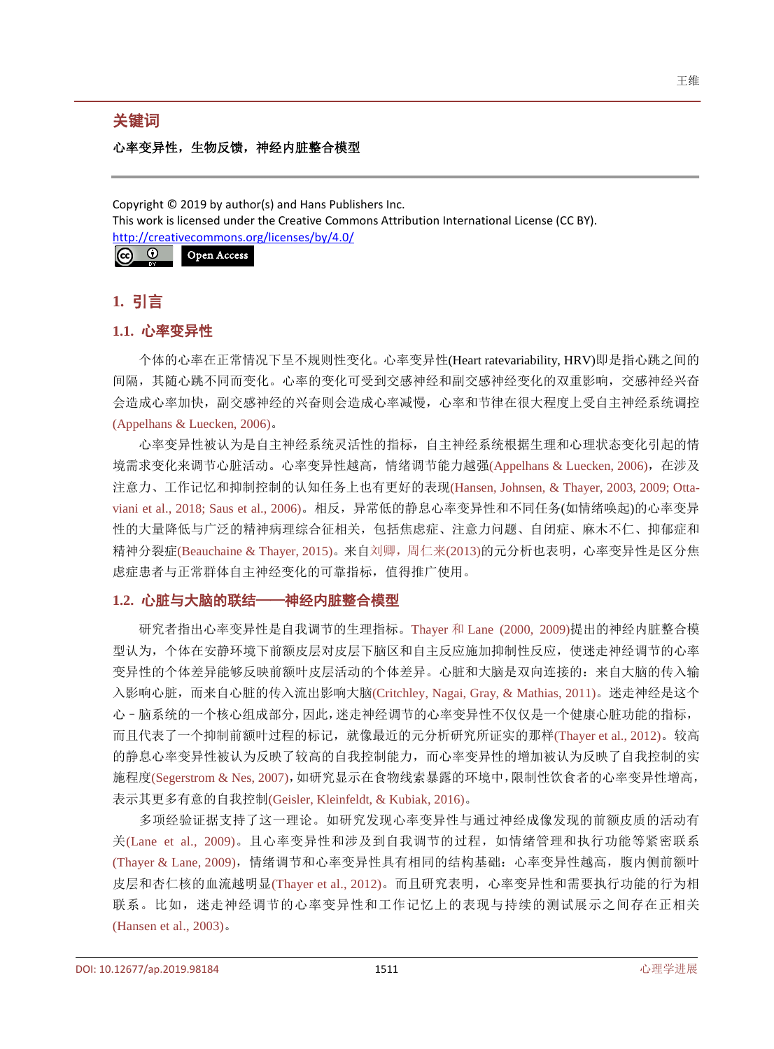## 关键词

**心率变异性，生物反馈，神经内脏整合模型**

Copyright © 2019 by author(s) and Hans Publishers Inc.
This work is licensed under the Creative Commons Attribution International License (CC BY).
http://creativecommons.org/licenses/by/4.0/

Open Access

# 1. 引言

## 1.1. 心率变异性

个体的心率在正常情况下呈不规则性变化。心率变异性(Heart ratevariability, HRV)即是指心跳之间的间隔，其随心跳不同而变化。心率的变化可受到交感神经和副交感神经变化的双重影响，交感神经兴奋会造成心率加快，副交感神经的兴奋则会造成心率减慢，心率和节律在很大程度上受自主神经系统调控(Appelhans & Luecken, 2006)。

心率变异性被认为是自主神经系统灵活性的指标，自主神经系统根据生理和心理状态变化引起的情境需求变化来调节心脏活动。心率变异性越高，情绪调节能力越强(Appelhans & Luecken, 2006)，在涉及注意力、工作记忆和抑制控制的认知任务上也有更好的表现(Hansen, Johnsen, & Thayer, 2003, 2009; Ottaviani et al., 2018; Saus et al., 2006)。相反，异常低的静息心率变异性和不同任务(如情绪唤起)的心率变异性的大量降低与广泛的精神病理综合征相关，包括焦虑症、注意力问题、自闭症、麻木不仁、抑郁症和精神分裂症(Beauchaine & Thayer, 2015)。来自刘卿，周仁来(2013)的元分析也表明，心率变异性是区分焦虑症患者与正常群体自主神经变化的可靠指标，值得推广使用。

## 1.2. 心脏与大脑的联结——神经内脏整合模型

研究者指出心率变异性是自我调节的生理指标。Thayer 和 Lane (2000, 2009)提出的神经内脏整合模型认为，个体在安静环境下前额皮层对皮层下脑区和自主反应施加抑制性反应，使迷走神经调节的心率变异性的个体差异能够反映前额叶皮层活动的个体差异。心脏和大脑是双向连接的：来自大脑的传入输入影响心脏，而来自心脏的传入流出影响大脑(Critchley, Nagai, Gray, & Mathias, 2011)。迷走神经是这个心－脑系统的一个核心组成部分，因此，迷走神经调节的心率变异性不仅仅是一个健康心脏功能的指标，而且代表了一个抑制前额叶过程的标记，就像最近的元分析研究所证实的那样(Thayer et al., 2012)。较高的静息心率变异性被认为反映了较高的自我控制能力，而心率变异性的增加被认为反映了自我控制的实施程度(Segerstrom & Nes, 2007)，如研究显示在食物线索暴露的环境中，限制性饮食者的心率变异性增高，表示其更多有意的自我控制(Geisler, Kleinfeldt, & Kubiak, 2016)。

多项经验证据支持了这一理论。如研究发现心率变异性与通过神经成像发现的前额皮质的活动有关(Lane et al., 2009)。且心率变异性和涉及到自我调节的过程，如情绪管理和执行功能等紧密联系(Thayer & Lane, 2009)，情绪调节和心率变异性具有相同的结构基础：心率变异性越高，腹内侧前额叶皮层和杏仁核的血流越明显(Thayer et al., 2012)。而且研究表明，心率变异性和需要执行功能的行为相联系。比如，迷走神经调节的心率变异性和工作记忆上的表现与持续的测试展示之间存在正相关(Hansen et al., 2003)。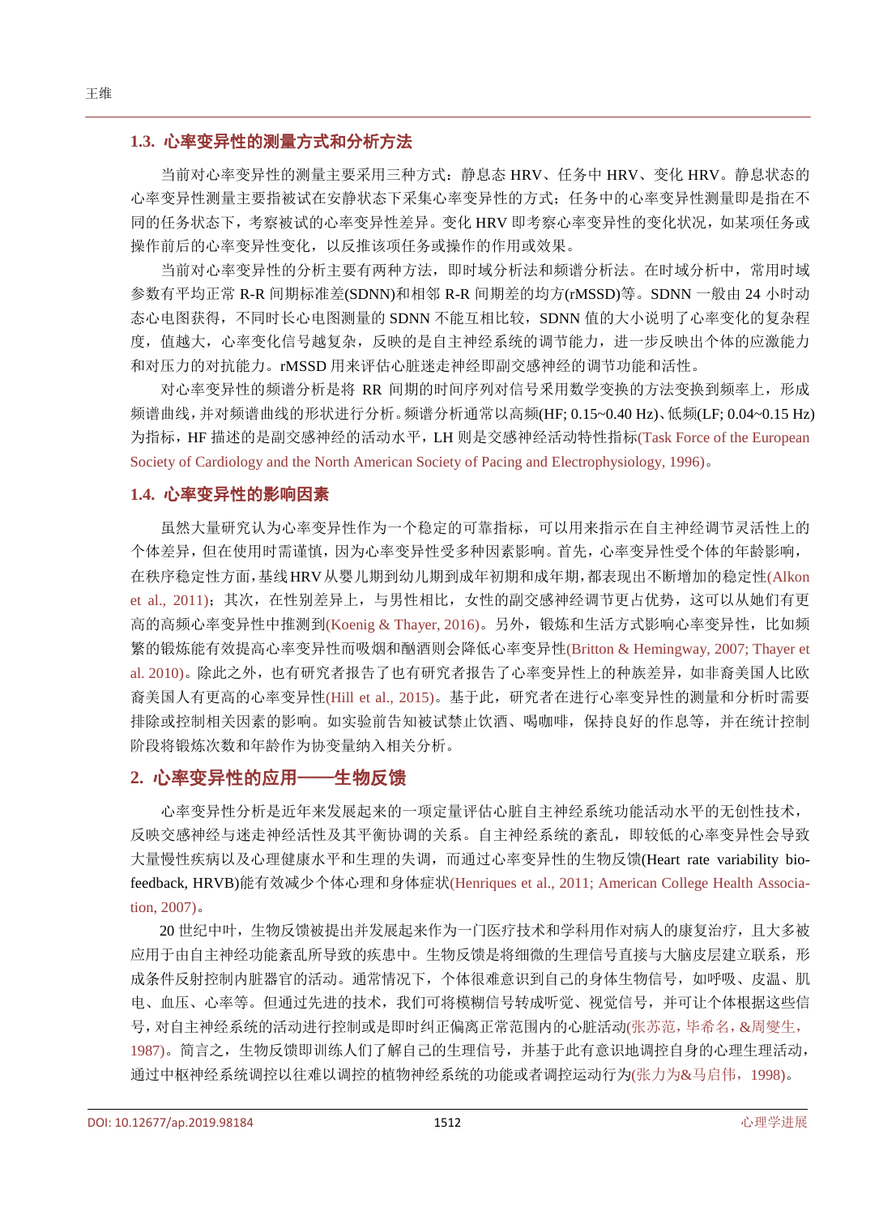### 1.3. 心率变异性的测量方式和分析方法

当前对心率变异性的测量主要采用三种方式：静息态 HRV、任务中 HRV、变化 HRV。静息状态的心率变异性测量主要指被试在安静状态下采集心率变异性的方式；任务中的心率变异性测量即是指在不同的任务状态下，考察被试的心率变异性差异。变化 HRV 即考察心率变异性的变化状况，如某项任务或操作前后的心率变异性变化，以反推该项任务或操作的作用或效果。

当前对心率变异性的分析主要有两种方法，即时域分析法和频谱分析法。在时域分析中，常用时域参数有平均正常 R-R 间期标准差(SDNN)和相邻 R-R 间期差的均方(rMSSD)等。SDNN 一般由 24 小时动态心电图获得，不同时长心电图测量的 SDNN 不能互相比较，SDNN 值的大小说明了心率变化的复杂程度，值越大，心率变化信号越复杂，反映的是自主神经系统的调节能力，进一步反映出个体的应激能力和对压力的对抗能力。rMSSD 用来评估心脏迷走神经即副交感神经的调节功能和活性。

对心率变异性的频谱分析是将 RR 间期的时间序列对信号采用数学变换的方法变换到频率上，形成频谱曲线，并对频谱曲线的形状进行分析。频谱分析通常以高频(HF; 0.15~0.40 Hz)、低频(LF; 0.04~0.15 Hz)为指标，HF 描述的是副交感神经的活动水平，LH 则是交感神经活动特性指标(Task Force of the European Society of Cardiology and the North American Society of Pacing and Electrophysiology, 1996)。

### 1.4. 心率变异性的影响因素

虽然大量研究认为心率变异性作为一个稳定的可靠指标，可以用来指示在自主神经调节灵活性上的个体差异，但在使用时需谨慎，因为心率变异性受多种因素影响。首先，心率变异性受个体的年龄影响，在秩序稳定性方面，基线 HRV 从婴儿期到幼儿期到成年初期和成年期，都表现出不断增加的稳定性(Alkon et al., 2011)；其次，在性别差异上，与男性相比，女性的副交感神经调节更占优势，这可以从她们有更高的高频心率变异性中推测到(Koenig & Thayer, 2016)。另外，锻炼和生活方式影响心率变异性，比如频繁的锻炼能有效提高心率变异性而吸烟和酗酒则会降低心率变异性(Britton & Hemingway, 2007; Thayer et al. 2010)。除此之外，也有研究者报告了也有研究者报告了心率变异性上的种族差异，如非裔美国人比欧裔美国人有更高的心率变异性(Hill et al., 2015)。基于此，研究者在进行心率变异性的测量和分析时需要排除或控制相关因素的影响。如实验前告知被试禁止饮酒、喝咖啡，保持良好的作息等，并在统计控制阶段将锻炼次数和年龄作为协变量纳入相关分析。

## 2. 心率变异性的应用——生物反馈

心率变异性分析是近年来发展起来的一项定量评估心脏自主神经系统功能活动水平的无创性技术，反映交感神经与迷走神经活性及其平衡协调的关系。自主神经系统的紊乱，即较低的心率变异性会导致大量慢性疾病以及心理健康水平和生理的失调，而通过心率变异性的生物反馈(Heart rate variability biofeedback, HRVB)能有效减少个体心理和身体症状(Henriques et al., 2011; American College Health Association, 2007)。

20 世纪中叶，生物反馈被提出并发展起来作为一门医疗技术和学科用作对病人的康复治疗，且大多被应用于由自主神经功能紊乱所导致的疾患中。生物反馈是将细微的生理信号直接与大脑皮层建立联系，形成条件反射控制内脏器官的活动。通常情况下，个体很难意识到自己的身体生物信号，如呼吸、皮温、肌电、血压、心率等。但通过先进的技术，我们可将模糊信号转成听觉、视觉信号，并可让个体根据这些信号，对自主神经系统的活动进行控制或是即时纠正偏离正常范围内的心脏活动(张苏范，毕希名，&周燮生，1987)。简言之，生物反馈即训练人们了解自己的生理信号，并基于此有意识地调控自身的心理生理活动，通过中枢神经系统调控以往难以调控的植物神经系统的功能或者调控运动行为(张力为&马启伟，1998)。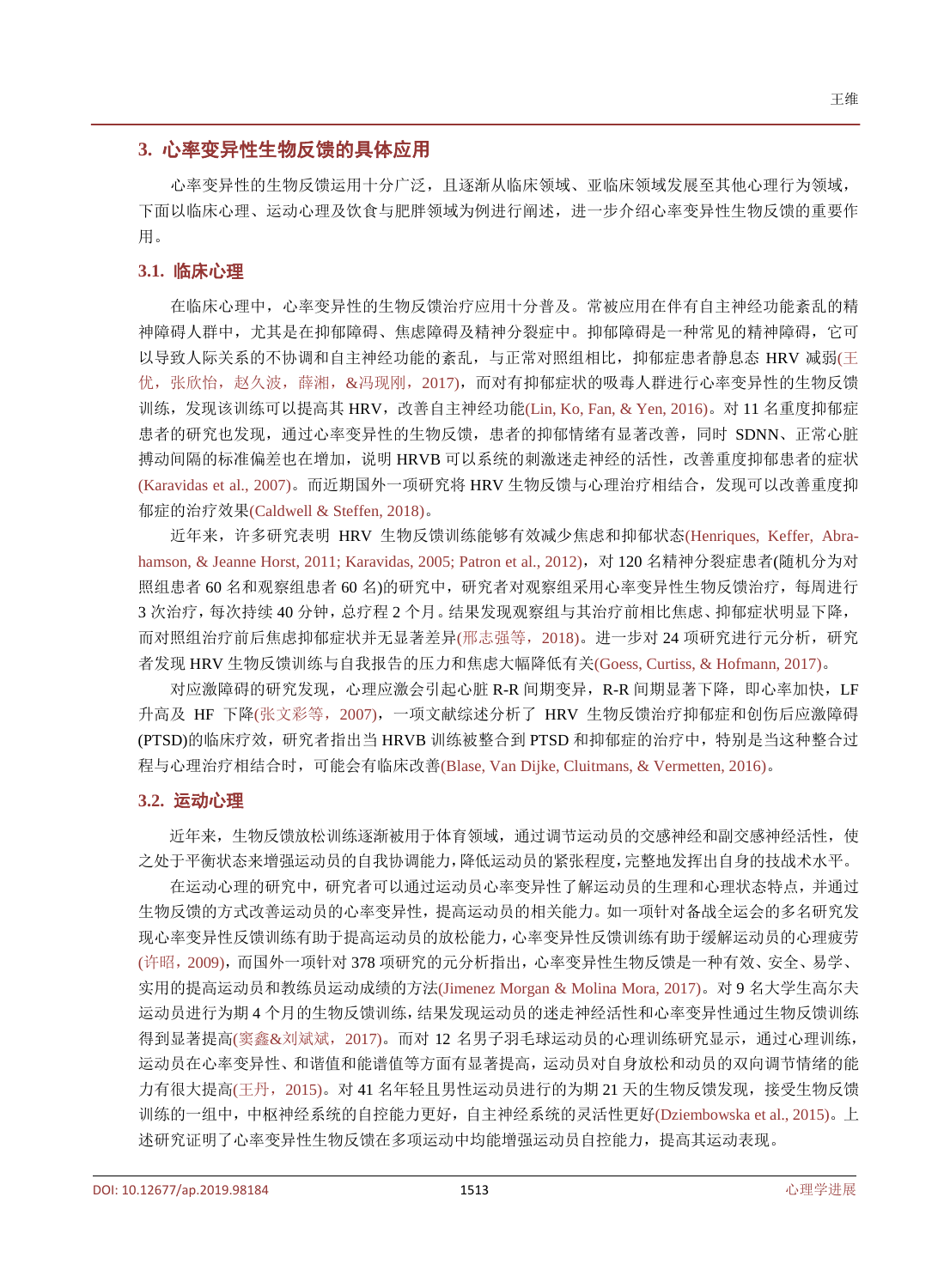## 3. 心率变异性生物反馈的具体应用

心率变异性的生物反馈运用十分广泛，且逐渐从临床领域、亚临床领域发展至其他心理行为领域，下面以临床心理、运动心理及饮食与肥胖领域为例进行阐述，进一步介绍心率变异性生物反馈的重要作用。

### 3.1. 临床心理

在临床心理中，心率变异性的生物反馈治疗应用十分普及。常被应用在伴有自主神经功能紊乱的精神障碍人群中，尤其是在抑郁障碍、焦虑障碍及精神分裂症中。抑郁障碍是一种常见的精神障碍，它可以导致人际关系的不协调和自主神经功能的紊乱，与正常对照组相比，抑郁症患者静息态 HRV 减弱(王优，张欣怡，赵久波，薛湘，&冯现刚，2017)，而对有抑郁症状的吸毒人群进行心率变异性的生物反馈训练，发现该训练可以提高其 HRV，改善自主神经功能(Lin, Ko, Fan, & Yen, 2016)。对 11 名重度抑郁症患者的研究也发现，通过心率变异性的生物反馈，患者的抑郁情绪有显著改善，同时 SDNN、正常心脏搏动间隔的标准偏差也在增加，说明 HRVB 可以系统的刺激迷走神经的活性，改善重度抑郁患者的症状(Karavidas et al., 2007)。而近期国外一项研究将 HRV 生物反馈与心理治疗相结合，发现可以改善重度抑郁症的治疗效果(Caldwell & Steffen, 2018)。

近年来，许多研究表明 HRV 生物反馈训练能够有效减少焦虑和抑郁状态(Henriques, Keffer, Abrahamson, & Jeanne Horst, 2011; Karavidas, 2005; Patron et al., 2012)，对 120 名精神分裂症患者(随机分为对照组患者 60 名和观察组患者 60 名)的研究中，研究者对观察组采用心率变异性生物反馈治疗，每周进行 3 次治疗，每次持续 40 分钟，总疗程 2 个月。结果发现观察组与其治疗前相比焦虑、抑郁症状明显下降，而对照组治疗前后焦虑抑郁症状并无显著差异(邢志强等，2018)。进一步对 24 项研究进行元分析，研究者发现 HRV 生物反馈训练与自我报告的压力和焦虑大幅降低有关(Goess, Curtiss, & Hofmann, 2017)。

对应激障碍的研究发现，心理应激会引起心脏 R-R 间期变异，R-R 间期显著下降，即心率加快，LF 升高及 HF 下降(张文彩等，2007)，一项文献综述分析了 HRV 生物反馈治疗抑郁症和创伤后应激障碍(PTSD)的临床疗效，研究者指出当 HRVB 训练被整合到 PTSD 和抑郁症的治疗中，特别是当这种整合过程与心理治疗相结合时，可能会有临床改善(Blase, Van Dijke, Cluitmans, & Vermetten, 2016)。

### 3.2. 运动心理

近年来，生物反馈放松训练逐渐被用于体育领域，通过调节运动员的交感神经和副交感神经活性，使之处于平衡状态来增强运动员的自我协调能力，降低运动员的紧张程度，完整地发挥出自身的技战术水平。

在运动心理的研究中，研究者可以通过运动员心率变异性了解运动员的生理和心理状态特点，并通过生物反馈的方式改善运动员的心率变异性，提高运动员的相关能力。如一项针对备战全运会的多名研究发现心率变异性反馈训练有助于提高运动员的放松能力，心率变异性反馈训练有助于缓解运动员的心理疲劳(许昭，2009)，而国外一项针对 378 项研究的元分析指出，心率变异性生物反馈是一种有效、安全、易学、实用的提高运动员和教练员运动成绩的方法(Jimenez Morgan & Molina Mora, 2017)。对 9 名大学生高尔夫运动员进行为期 4 个月的生物反馈训练，结果发现运动员的迷走神经活性和心率变异性通过生物反馈训练得到显著提高(窦鑫&刘斌斌，2017)。而对 12 名男子羽毛球运动员的心理训练研究显示，通过心理训练，运动员在心率变异性、和谐值和能谱值等方面有显著提高，运动员对自身放松和动员的双向调节情绪的能力有很大提高(王丹，2015)。对 41 名年轻且男性运动员进行的为期 21 天的生物反馈发现，接受生物反馈训练的一组中，中枢神经系统的自控能力更好，自主神经系统的灵活性更好(Dziembowska et al., 2015)。上述研究证明了心率变异性生物反馈在多项运动中均能增强运动员自控能力，提高其运动表现。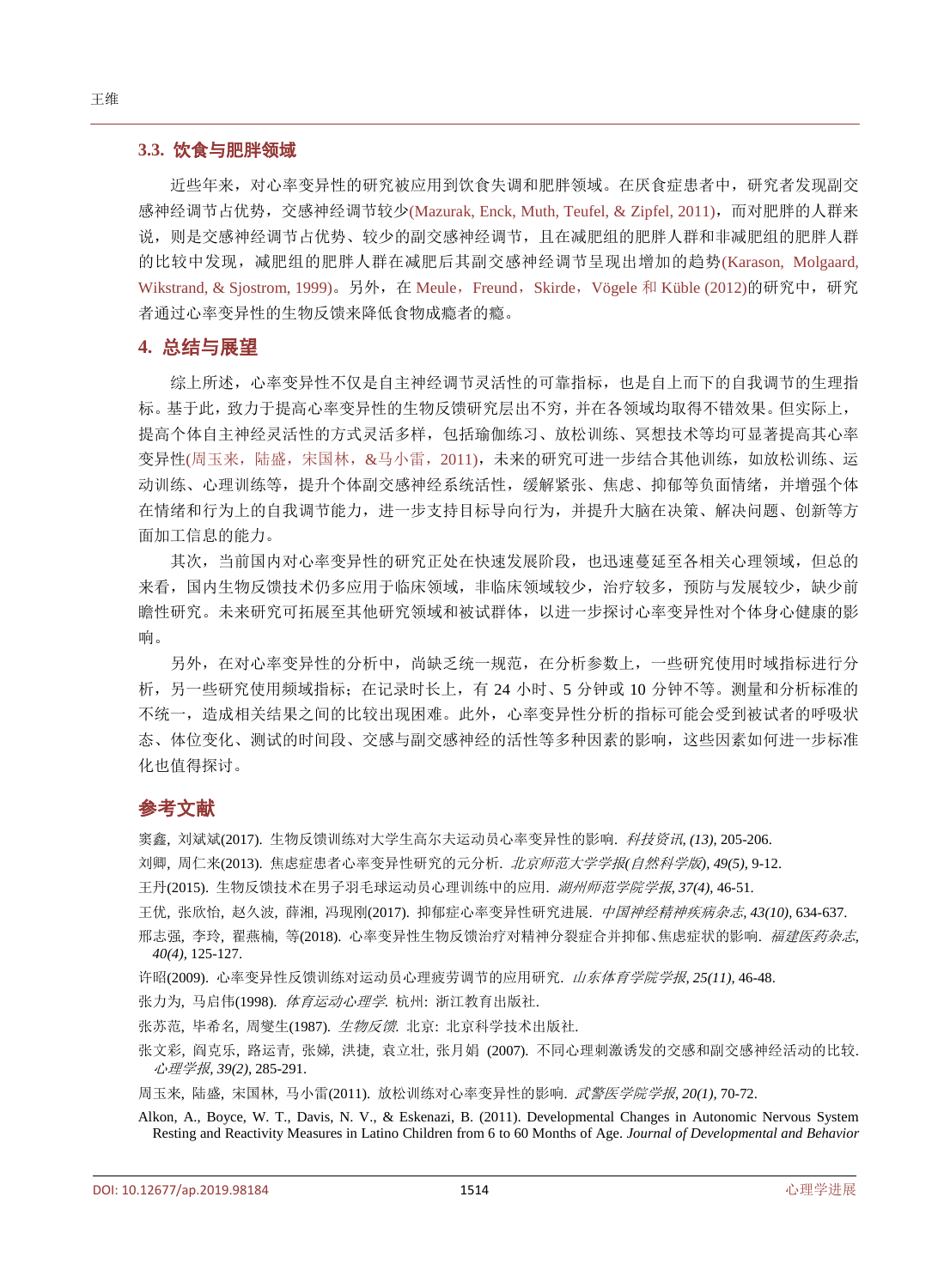### 3.3. 饮食与肥胖领域

近些年来，对心率变异性的研究被应用到饮食失调和肥胖领域。在厌食症患者中，研究者发现副交感神经调节占优势，交感神经调节较少(Mazurak, Enck, Muth, Teufel, & Zipfel, 2011)，而对肥胖的人群来说，则是交感神经调节占优势、较少的副交感神经调节，且在减肥组的肥胖人群和非减肥组的肥胖人群的比较中发现，减肥组的肥胖人群在减肥后其副交感神经调节呈现出增加的趋势(Karason, Molgaard, Wikstrand, & Sjostrom, 1999)。另外，在 Meule，Freund，Skirde，Vögele 和 Küble (2012)的研究中，研究者通过心率变异性的生物反馈来降低食物成瘾者的瘾。

## 4. 总结与展望

综上所述，心率变异性不仅是自主神经调节灵活性的可靠指标，也是自上而下的自我调节的生理指标。基于此，致力于提高心率变异性的生物反馈研究层出不穷，并在各领域均取得不错效果。但实际上，提高个体自主神经灵活性的方式灵活多样，包括瑜伽练习、放松训练、冥想技术等均可显著提高其心率变异性(周玉来，陆盛，宋国林，&马小雷，2011)，未来的研究可进一步结合其他训练，如放松训练、运动训练、心理训练等，提升个体副交感神经系统活性，缓解紧张、焦虑、抑郁等负面情绪，并增强个体在情绪和行为上的自我调节能力，进一步支持目标导向行为，并提升大脑在决策、解决问题、创新等方面加工信息的能力。

其次，当前国内对心率变异性的研究正处在快速发展阶段，也迅速蔓延至各相关心理领域，但总的来看，国内生物反馈技术仍多应用于临床领域，非临床领域较少，治疗较多，预防与发展较少，缺少前瞻性研究。未来研究可拓展至其他研究领域和被试群体，以进一步探讨心率变异性对个体身心健康的影响。

另外，在对心率变异性的分析中，尚缺乏统一规范，在分析参数上，一些研究使用时域指标进行分析，另一些研究使用频域指标；在记录时长上，有 24 小时、5 分钟或 10 分钟不等。测量和分析标准的不统一，造成相关结果之间的比较出现困难。此外，心率变异性分析的指标可能会受到被试者的呼吸状态、体位变化、测试的时间段、交感与副交感神经的活性等多种因素的影响，这些因素如何进一步标准化也值得探讨。

## 参考文献

窦鑫, 刘斌斌(2017). 生物反馈训练对大学生高尔夫运动员心率变异性的影响. *科技资讯, (13),* 205-206.

刘卿, 周仁来(2013). 焦虑症患者心率变异性研究的元分析. *北京师范大学学报(自然科学版), 49(5),* 9-12.

王丹(2015). 生物反馈技术在男子羽毛球运动员心理训练中的应用. *湖州师范学院学报, 37(4),* 46-51.

王优, 张欣怡, 赵久波, 薛湘, 冯现刚(2017). 抑郁症心率变异性研究进展. *中国神经精神疾病杂志, 43(10),* 634-637.

邢志强, 李玲, 翟燕楠, 等(2018). 心率变异性生物反馈治疗对精神分裂症合并抑郁、焦虑症状的影响. *福建医药杂志, 40(4),* 125-127.

许昭(2009). 心率变异性反馈训练对运动员心理疲劳调节的应用研究. *山东体育学院学报, 25(11),* 46-48.

张力为, 马启伟(1998). *体育运动心理学.* 杭州: 浙江教育出版社.

张苏范, 毕希名, 周燮生(1987). *生物反馈.* 北京: 北京科学技术出版社.

张文彩, 阎克乐, 路运青, 张娣, 洪捷, 袁立壮, 张月娟 (2007). 不同心理刺激诱发的交感和副交感神经活动的比较. *心理学报, 39(2),* 285-291.

周玉来, 陆盛, 宋国林, 马小雷(2011). 放松训练对心率变异性的影响. *武警医学院学报, 20(1),* 70-72.

Alkon, A., Boyce, W. T., Davis, N. V., & Eskenazi, B. (2011). Developmental Changes in Autonomic Nervous System Resting and Reactivity Measures in Latino Children from 6 to 60 Months of Age. *Journal of Developmental and Behavior*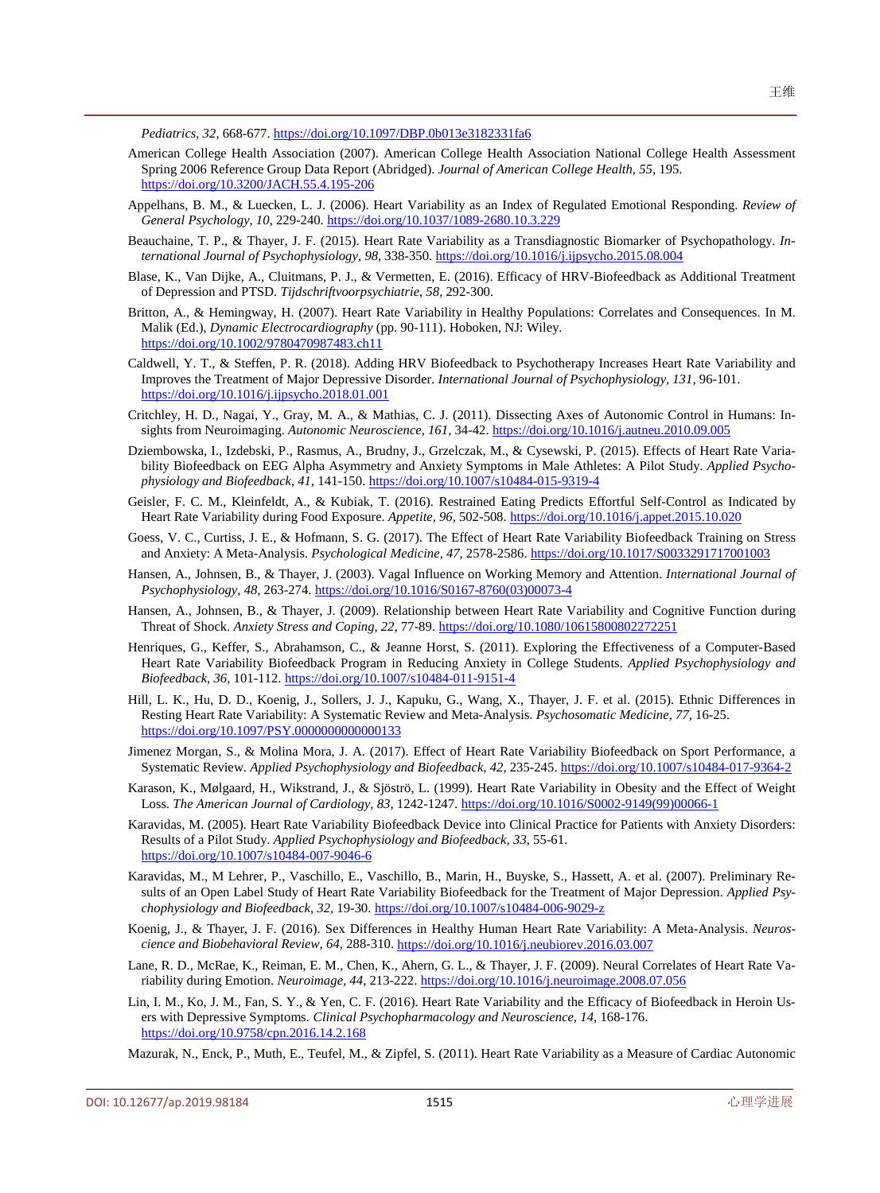*Pediatrics, 32,* 668-677. https://doi.org/10.1097/DBP.0b013e3182331fa6

American College Health Association (2007). American College Health Association National College Health Assessment Spring 2006 Reference Group Data Report (Abridged). *Journal of American College Health, 55,* 195. https://doi.org/10.3200/JACH.55.4.195-206

Appelhans, B. M., & Luecken, L. J. (2006). Heart Variability as an Index of Regulated Emotional Responding. *Review of General Psychology, 10,* 229-240. https://doi.org/10.1037/1089-2680.10.3.229

Beauchaine, T. P., & Thayer, J. F. (2015). Heart Rate Variability as a Transdiagnostic Biomarker of Psychopathology. *International Journal of Psychophysiology, 98,* 338-350. https://doi.org/10.1016/j.ijpsycho.2015.08.004

Blase, K., Van Dijke, A., Cluitmans, P. J., & Vermetten, E. (2016). Efficacy of HRV-Biofeedback as Additional Treatment of Depression and PTSD. *Tijdschriftvoorpsychiatrie, 58,* 292-300.

Britton, A., & Hemingway, H. (2007). Heart Rate Variability in Healthy Populations: Correlates and Consequences. In M. Malik (Ed.), *Dynamic Electrocardiography* (pp. 90-111). Hoboken, NJ: Wiley. https://doi.org/10.1002/9780470987483.ch11

Caldwell, Y. T., & Steffen, P. R. (2018). Adding HRV Biofeedback to Psychotherapy Increases Heart Rate Variability and Improves the Treatment of Major Depressive Disorder. *International Journal of Psychophysiology, 131,* 96-101. https://doi.org/10.1016/j.ijpsycho.2018.01.001

Critchley, H. D., Nagai, Y., Gray, M. A., & Mathias, C. J. (2011). Dissecting Axes of Autonomic Control in Humans: Insights from Neuroimaging. *Autonomic Neuroscience, 161,* 34-42. https://doi.org/10.1016/j.autneu.2010.09.005

Dziembowska, I., Izdebski, P., Rasmus, A., Brudny, J., Grzelczak, M., & Cysewski, P. (2015). Effects of Heart Rate Variability Biofeedback on EEG Alpha Asymmetry and Anxiety Symptoms in Male Athletes: A Pilot Study. *Applied Psychophysiology and Biofeedback, 41,* 141-150. https://doi.org/10.1007/s10484-015-9319-4

Geisler, F. C. M., Kleinfeldt, A., & Kubiak, T. (2016). Restrained Eating Predicts Effortful Self-Control as Indicated by Heart Rate Variability during Food Exposure. *Appetite, 96,* 502-508. https://doi.org/10.1016/j.appet.2015.10.020

Goess, V. C., Curtiss, J. E., & Hofmann, S. G. (2017). The Effect of Heart Rate Variability Biofeedback Training on Stress and Anxiety: A Meta-Analysis. *Psychological Medicine, 47,* 2578-2586. https://doi.org/10.1017/S0033291717001003

Hansen, A., Johnsen, B., & Thayer, J. (2003). Vagal Influence on Working Memory and Attention. *International Journal of Psychophysiology, 48,* 263-274. https://doi.org/10.1016/S0167-8760(03)00073-4

Hansen, A., Johnsen, B., & Thayer, J. (2009). Relationship between Heart Rate Variability and Cognitive Function during Threat of Shock. *Anxiety Stress and Coping, 22,* 77-89. https://doi.org/10.1080/10615800802272251

Henriques, G., Keffer, S., Abrahamson, C., & Jeanne Horst, S. (2011). Exploring the Effectiveness of a Computer-Based Heart Rate Variability Biofeedback Program in Reducing Anxiety in College Students. *Applied Psychophysiology and Biofeedback, 36,* 101-112. https://doi.org/10.1007/s10484-011-9151-4

Hill, L. K., Hu, D. D., Koenig, J., Sollers, J. J., Kapuku, G., Wang, X., Thayer, J. F. et al. (2015). Ethnic Differences in Resting Heart Rate Variability: A Systematic Review and Meta-Analysis. *Psychosomatic Medicine, 77,* 16-25. https://doi.org/10.1097/PSY.0000000000000133

Jimenez Morgan, S., & Molina Mora, J. A. (2017). Effect of Heart Rate Variability Biofeedback on Sport Performance, a Systematic Review. *Applied Psychophysiology and Biofeedback, 42,* 235-245. https://doi.org/10.1007/s10484-017-9364-2

Karason, K., Mølgaard, H., Wikstrand, J., & Sjöströ, L. (1999). Heart Rate Variability in Obesity and the Effect of Weight Loss. *The American Journal of Cardiology, 83,* 1242-1247. https://doi.org/10.1016/S0002-9149(99)00066-1

Karavidas, M. (2005). Heart Rate Variability Biofeedback Device into Clinical Practice for Patients with Anxiety Disorders: Results of a Pilot Study. *Applied Psychophysiology and Biofeedback, 33,* 55-61. https://doi.org/10.1007/s10484-007-9046-6

Karavidas, M., M Lehrer, P., Vaschillo, E., Vaschillo, B., Marin, H., Buyske, S., Hassett, A. et al. (2007). Preliminary Results of an Open Label Study of Heart Rate Variability Biofeedback for the Treatment of Major Depression. *Applied Psychophysiology and Biofeedback, 32,* 19-30. https://doi.org/10.1007/s10484-006-9029-z

Koenig, J., & Thayer, J. F. (2016). Sex Differences in Healthy Human Heart Rate Variability: A Meta-Analysis. *Neuroscience and Biobehavioral Review, 64,* 288-310. https://doi.org/10.1016/j.neubiorev.2016.03.007

Lane, R. D., McRae, K., Reiman, E. M., Chen, K., Ahern, G. L., & Thayer, J. F. (2009). Neural Correlates of Heart Rate Variability during Emotion. *Neuroimage, 44,* 213-222. https://doi.org/10.1016/j.neuroimage.2008.07.056

Lin, I. M., Ko, J. M., Fan, S. Y., & Yen, C. F. (2016). Heart Rate Variability and the Efficacy of Biofeedback in Heroin Users with Depressive Symptoms. *Clinical Psychopharmacology and Neuroscience, 14,* 168-176. https://doi.org/10.9758/cpn.2016.14.2.168

Mazurak, N., Enck, P., Muth, E., Teufel, M., & Zipfel, S. (2011). Heart Rate Variability as a Measure of Cardiac Autonomic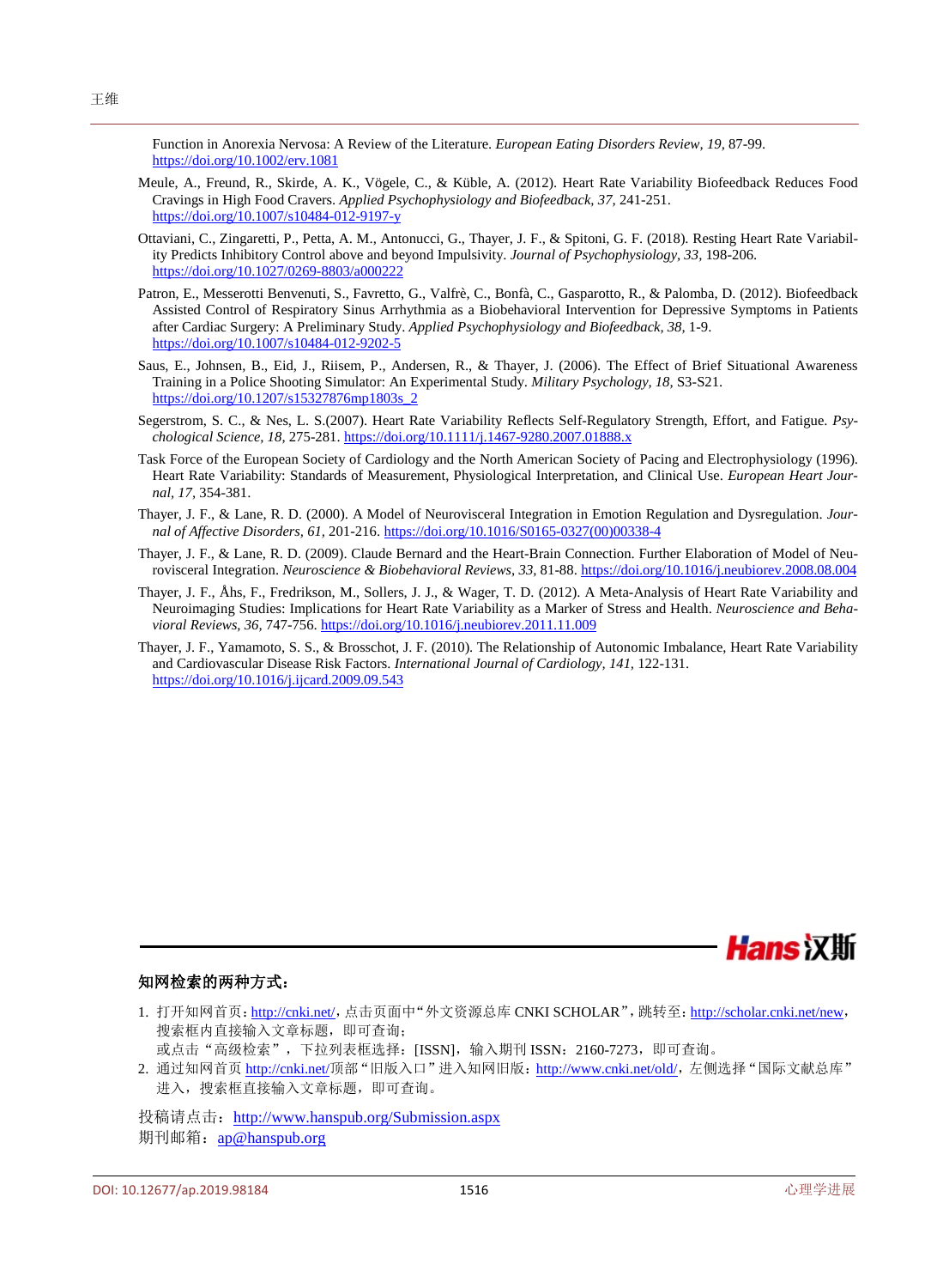Function in Anorexia Nervosa: A Review of the Literature. *European Eating Disorders Review, 19,* 87-99. https://doi.org/10.1002/erv.1081

Meule, A., Freund, R., Skirde, A. K., Vögele, C., & Küble, A. (2012). Heart Rate Variability Biofeedback Reduces Food Cravings in High Food Cravers. *Applied Psychophysiology and Biofeedback, 37,* 241-251. https://doi.org/10.1007/s10484-012-9197-y

Ottaviani, C., Zingaretti, P., Petta, A. M., Antonucci, G., Thayer, J. F., & Spitoni, G. F. (2018). Resting Heart Rate Variability Predicts Inhibitory Control above and beyond Impulsivity. *Journal of Psychophysiology, 33,* 198-206. https://doi.org/10.1027/0269-8803/a000222

Patron, E., Messerotti Benvenuti, S., Favretto, G., Valfrè, C., Bonfà, C., Gasparotto, R., & Palomba, D. (2012). Biofeedback Assisted Control of Respiratory Sinus Arrhythmia as a Biobehavioral Intervention for Depressive Symptoms in Patients after Cardiac Surgery: A Preliminary Study. *Applied Psychophysiology and Biofeedback, 38,* 1-9. https://doi.org/10.1007/s10484-012-9202-5

Saus, E., Johnsen, B., Eid, J., Riisem, P., Andersen, R., & Thayer, J. (2006). The Effect of Brief Situational Awareness Training in a Police Shooting Simulator: An Experimental Study. *Military Psychology, 18,* S3-S21. https://doi.org/10.1207/s15327876mp1803s_2

Segerstrom, S. C., & Nes, L. S.(2007). Heart Rate Variability Reflects Self-Regulatory Strength, Effort, and Fatigue. *Psychological Science, 18,* 275-281. https://doi.org/10.1111/j.1467-9280.2007.01888.x

Task Force of the European Society of Cardiology and the North American Society of Pacing and Electrophysiology (1996). Heart Rate Variability: Standards of Measurement, Physiological Interpretation, and Clinical Use. *European Heart Journal, 17,* 354-381.

Thayer, J. F., & Lane, R. D. (2000). A Model of Neurovisceral Integration in Emotion Regulation and Dysregulation. *Journal of Affective Disorders, 61,* 201-216. https://doi.org/10.1016/S0165-0327(00)00338-4

Thayer, J. F., & Lane, R. D. (2009). Claude Bernard and the Heart-Brain Connection. Further Elaboration of Model of Neurovisceral Integration. *Neuroscience & Biobehavioral Reviews, 33,* 81-88. https://doi.org/10.1016/j.neubiorev.2008.08.004

Thayer, J. F., Åhs, F., Fredrikson, M., Sollers, J. J., & Wager, T. D. (2012). A Meta-Analysis of Heart Rate Variability and Neuroimaging Studies: Implications for Heart Rate Variability as a Marker of Stress and Health. *Neuroscience and Behavioral Reviews, 36,* 747-756. https://doi.org/10.1016/j.neubiorev.2011.11.009

Thayer, J. F., Yamamoto, S. S., & Brosschot, J. F. (2010). The Relationship of Autonomic Imbalance, Heart Rate Variability and Cardiovascular Disease Risk Factors. *International Journal of Cardiology, 141,* 122-131. https://doi.org/10.1016/j.ijcard.2009.09.543

**知网检索的两种方式：**

1. 打开知网首页：http://cnki.net/，点击页面中"外文资源总库 CNKI SCHOLAR"，跳转至：http://scholar.cnki.net/new，搜索框内直接输入文章标题，即可查询；
   或点击"高级检索"，下拉列表框选择：[ISSN]，输入期刊 ISSN：2160-7273，即可查询。
2. 通过知网首页 http://cnki.net/顶部"旧版入口"进入知网旧版：http://www.cnki.net/old/，左侧选择"国际文献总库"进入，搜索框直接输入文章标题，即可查询。

投稿请点击：http://www.hanspub.org/Submission.aspx
期刊邮箱：ap@hanspub.org